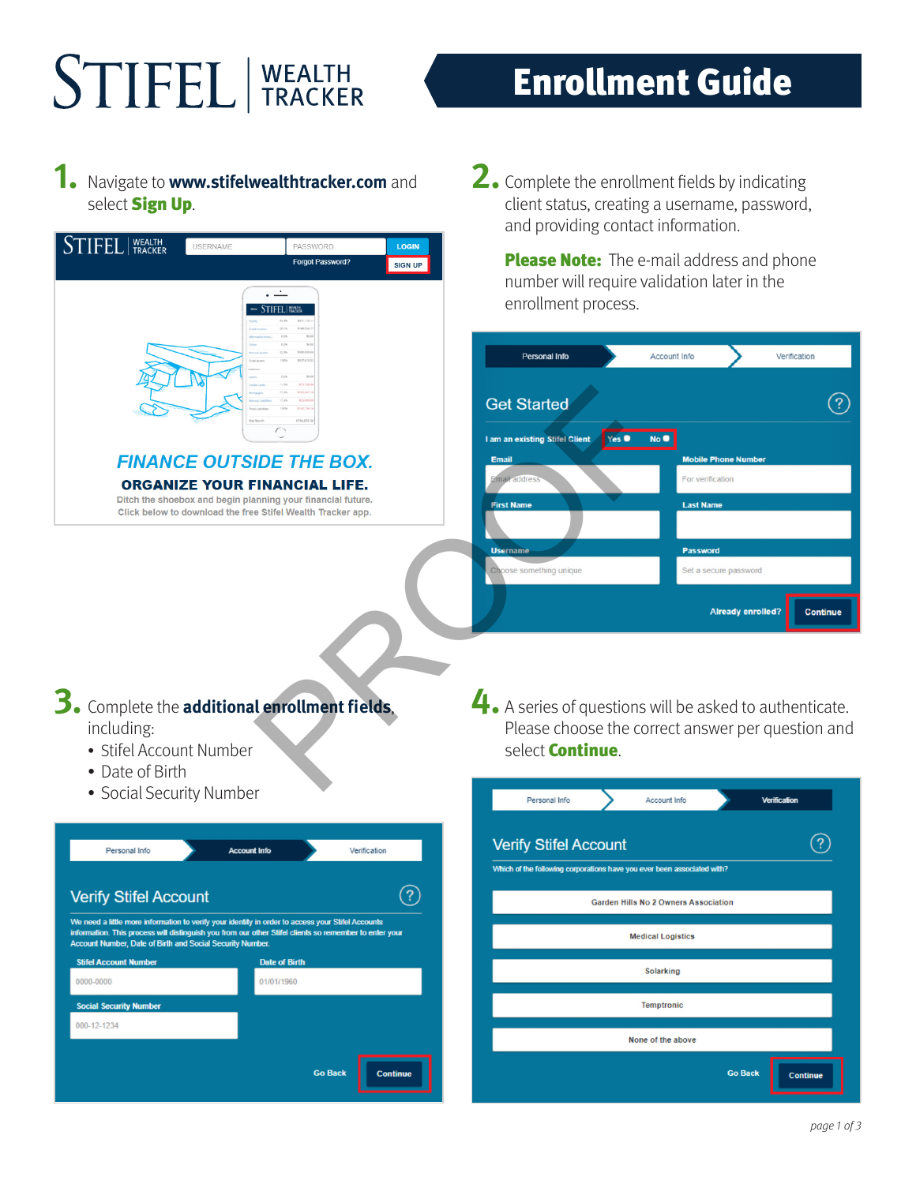# STIFEL | WEALTH TRACKER

# Enrollment Guide

**1.** Navigate to **www.stifelwealthtracker.com** and select **Sign Up**.

**2.** Complete the enrollment fields by indicating client status, creating a username, password, and providing contact information.

**Please Note:** The e-mail address and phone number will require validation later in the enrollment process.

**3.** Complete the **additional enrollment fields**, including:

- Stifel Account Number
- Date of Birth
- Social Security Number

**4.** A series of questions will be asked to authenticate. Please choose the correct answer per question and select **Continue**.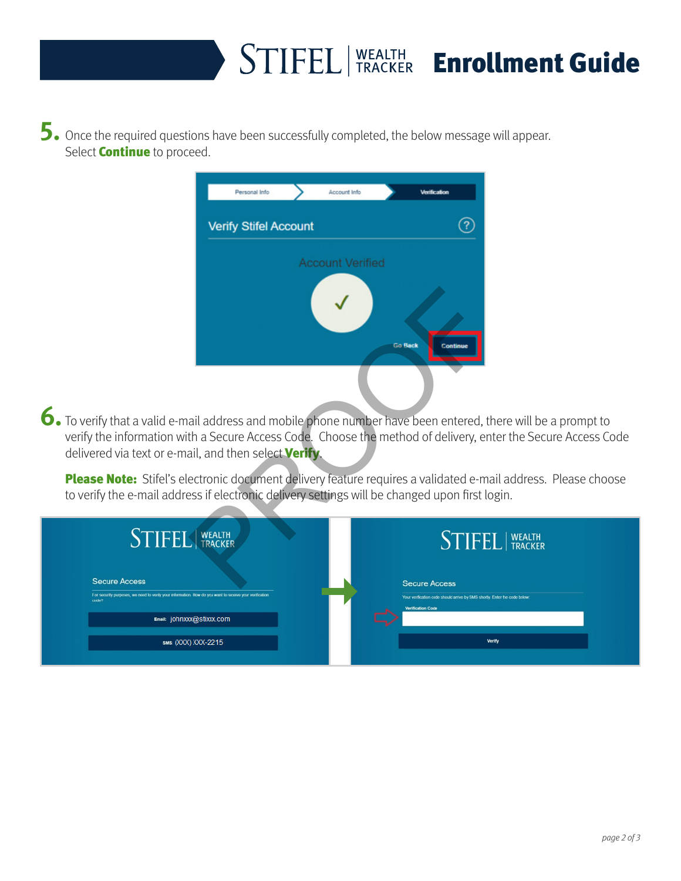**5.** Once the required questions have been successfully completed, the below message will appear. Select **Continue** to proceed.

**6.** To verify that a valid e-mail address and mobile phone number have been entered, there will be a prompt to verify the information with a Secure Access Code. Choose the method of delivery, enter the Secure Access Code delivered via text or e-mail, and then select **Verify**.

**Please Note:** Stifel's electronic document delivery feature requires a validated e-mail address. Please choose to verify the e-mail address if electronic delivery settings will be changed upon first login.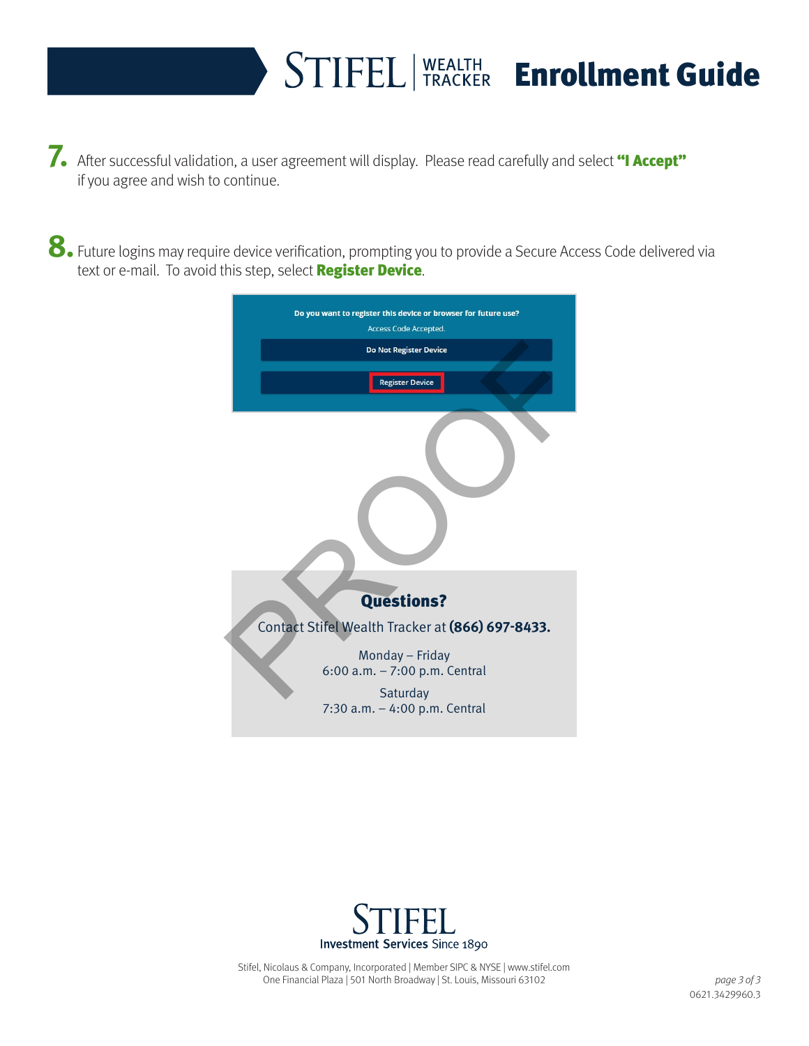# STIFEL | WEALTH TRACKER Enrollment Guide

**7.** After successful validation, a user agreement will display. Please read carefully and select **"I Accept"** if you agree and wish to continue.

**8.** Future logins may require device verification, prompting you to provide a Secure Access Code delivered via text or e-mail. To avoid this step, select **Register Device**.

Do you want to register this device or browser for future use?

Access Code Accepted.

Do Not Register Device

Register Device

PROOF

## Questions?

Contact Stifel Wealth Tracker at **(866) 697-8433.**

Monday – Friday
6:00 a.m. – 7:00 p.m. Central

Saturday
7:30 a.m. – 4:00 p.m. Central

STIFEL
Investment Services Since 1890

Stifel, Nicolaus & Company, Incorporated | Member SIPC & NYSE | www.stifel.com
One Financial Plaza | 501 North Broadway | St. Louis, Missouri 63102

0621.3429960.3